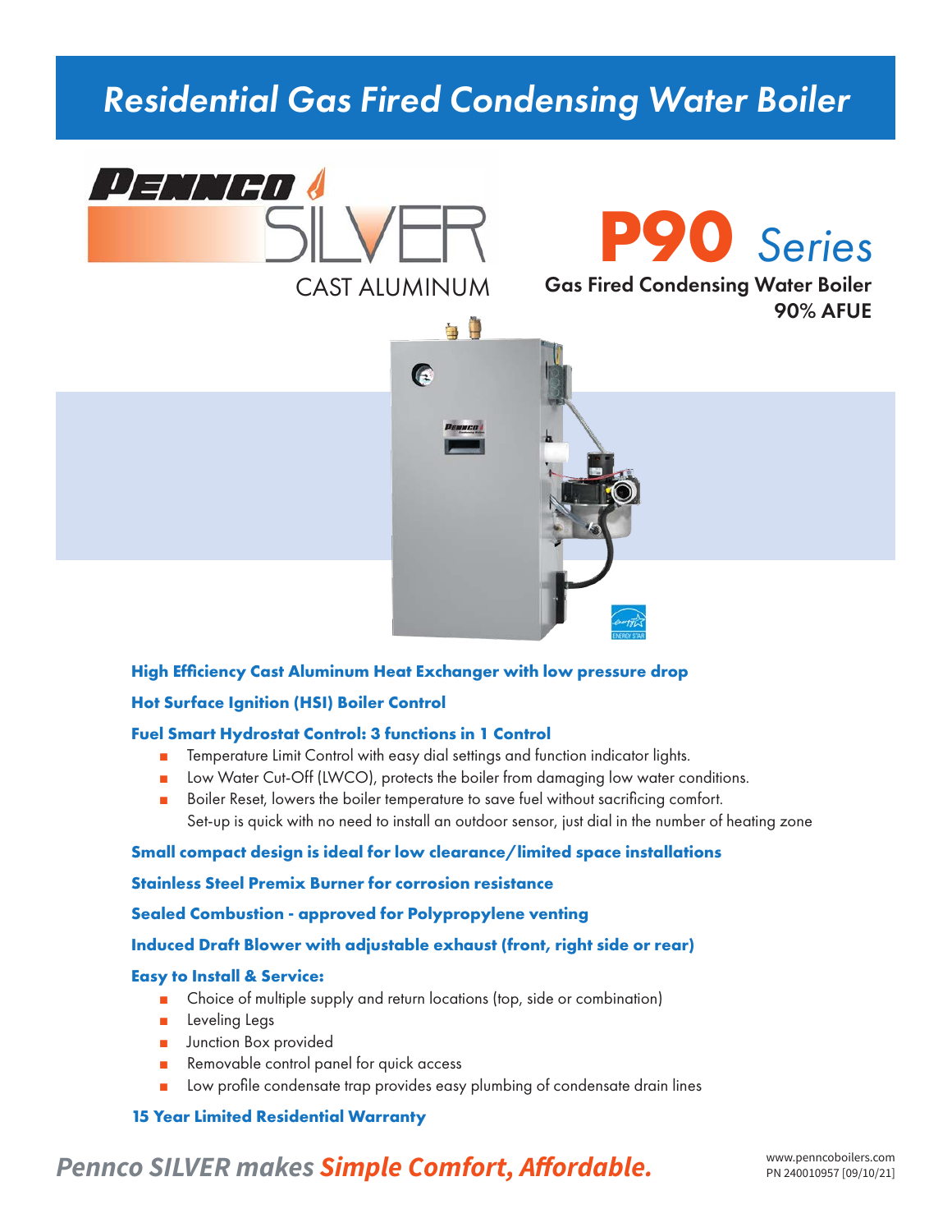# Residential Gas Fired Condensing Water Boiler

PENNCO SILVER CAST ALUMINUM

## P90 Series

Gas Fired Condensing Water Boiler
90% AFUE

**High Efficiency Cast Aluminum Heat Exchanger with low pressure drop**

**Hot Surface Ignition (HSI) Boiler Control**

**Fuel Smart Hydrostat Control: 3 functions in 1 Control**

- Temperature Limit Control with easy dial settings and function indicator lights.
- Low Water Cut-Off (LWCO), protects the boiler from damaging low water conditions.
- Boiler Reset, lowers the boiler temperature to save fuel without sacrificing comfort. Set-up is quick with no need to install an outdoor sensor, just dial in the number of heating zone

**Small compact design is ideal for low clearance/limited space installations**

**Stainless Steel Premix Burner for corrosion resistance**

**Sealed Combustion - approved for Polypropylene venting**

**Induced Draft Blower with adjustable exhaust (front, right side or rear)**

**Easy to Install & Service:**

- Choice of multiple supply and return locations (top, side or combination)
- Leveling Legs
- Junction Box provided
- Removable control panel for quick access
- Low profile condensate trap provides easy plumbing of condensate drain lines

**15 Year Limited Residential Warranty**

*Pennco SILVER makes Simple Comfort, Affordable.*

www.penncoboilers.com
PN 240010957 [09/10/21]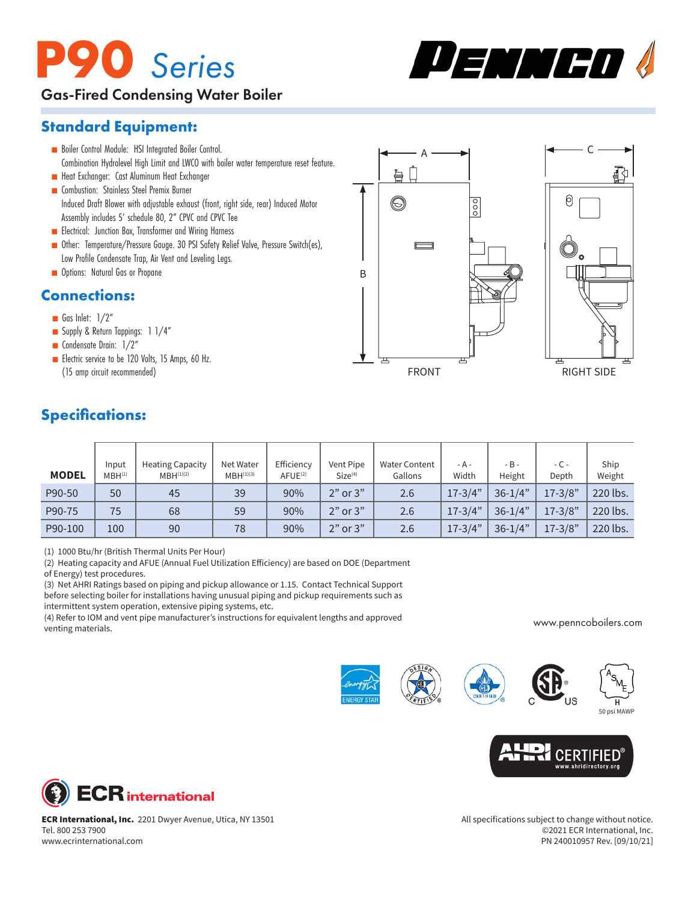# P90 Series

Gas-Fired Condensing Water Boiler

## Standard Equipment:

- Boiler Control Module: HSI Integrated Boiler Control. Combination Hydrolevel High Limit and LWCO with boiler water temperature reset feature.
- Heat Exchanger: Cast Aluminum Heat Exchanger
- Combustion: Stainless Steel Premix Burner Induced Draft Blower with adjustable exhaust (front, right side, rear) Induced Motor Assembly includes 5' schedule 80, 2" CPVC and CPVC Tee
- Electrical: Junction Box, Transformer and Wiring Harness
- Other: Temperature/Pressure Gauge. 30 PSI Safety Relief Valve, Pressure Switch(es), Low Profile Condensate Trap, Air Vent and Leveling Legs.
- Options: Natural Gas or Propane

## Connections:

- Gas Inlet: 1/2"
- Supply & Return Tappings: 1 1/4"
- Condensate Drain: 1/2"
- Electric service to be 120 Volts, 15 Amps, 60 Hz. (15 amp circuit recommended)

A

B

FRONT

C

RIGHT SIDE

## Specifications:

| MODEL | Input MBH[1] | Heating Capacity MBH[1][2] | Net Water MBH[1][3] | Efficiency AFUE[2] | Vent Pipe Size[4] | Water Content Gallons | - A - Width | - B - Height | - C - Depth | Ship Weight |
|---|---|---|---|---|---|---|---|---|---|---|
| P90-50 | 50 | 45 | 39 | 90% | 2" or 3" | 2.6 | 17-3/4" | 36-1/4" | 17-3/8" | 220 lbs. |
| P90-75 | 75 | 68 | 59 | 90% | 2" or 3" | 2.6 | 17-3/4" | 36-1/4" | 17-3/8" | 220 lbs. |
| P90-100 | 100 | 90 | 78 | 90% | 2" or 3" | 2.6 | 17-3/4" | 36-1/4" | 17-3/8" | 220 lbs. |

(1) 1000 Btu/hr (British Thermal Units Per Hour)

(2) Heating capacity and AFUE (Annual Fuel Utilization Efficiency) are based on DOE (Department of Energy) test procedures.

(3) Net AHRI Ratings based on piping and pickup allowance or 1.15. Contact Technical Support before selecting boiler for installations having unusual piping and pickup requirements such as intermittent system operation, extensive piping systems, etc.

(4) Refer to IOM and vent pipe manufacturer's instructions for equivalent lengths and approved venting materials.

www.penncoboilers.com

50 psi MAWP

**ECR International, Inc.** 2201 Dwyer Avenue, Utica, NY 13501
Tel. 800 253 7900
www.ecrinternational.com

All specifications subject to change without notice.
©2021 ECR International, Inc.
PN 240010957 Rev. [09/10/21]